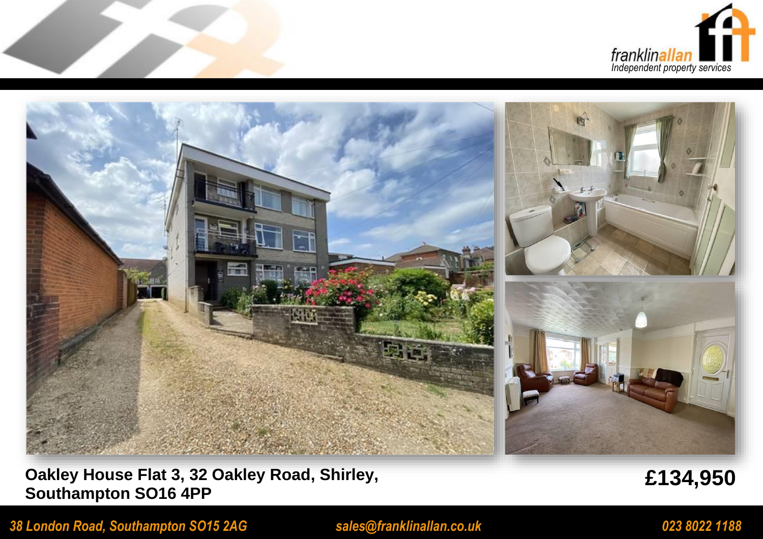franklinallan
Independent property services

**Oakley House Flat 3, 32 Oakley Road, Shirley, Southampton SO16 4PP**

**£134,950**

*38 London Road, Southampton SO15 2AG* *sales@franklinallan.co.uk* *023 8022 1188*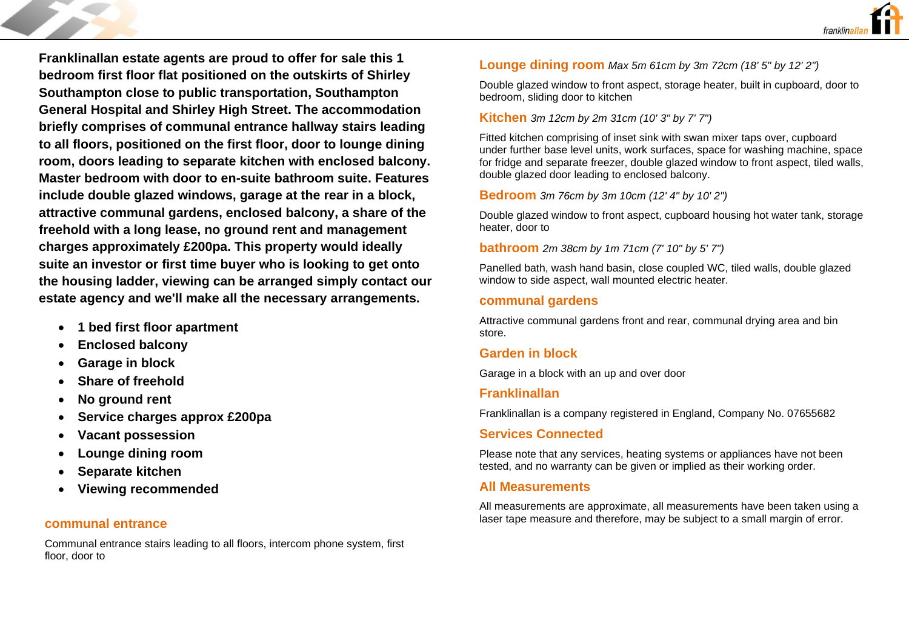**Franklinallan estate agents are proud to offer for sale this 1 bedroom first floor flat positioned on the outskirts of Shirley Southampton close to public transportation, Southampton General Hospital and Shirley High Street. The accommodation briefly comprises of communal entrance hallway stairs leading to all floors, positioned on the first floor, door to lounge dining room, doors leading to separate kitchen with enclosed balcony. Master bedroom with door to en-suite bathroom suite. Features include double glazed windows, garage at the rear in a block, attractive communal gardens, enclosed balcony, a share of the freehold with a long lease, no ground rent and management charges approximately £200pa. This property would ideally suite an investor or first time buyer who is looking to get onto the housing ladder, viewing can be arranged simply contact our estate agency and we'll make all the necessary arrangements.**

- **1 bed first floor apartment**
- **Enclosed balcony**
- **Garage in block**
- **Share of freehold**
- **No ground rent**
- **Service charges approx £200pa**
- **Vacant possession**
- **Lounge dining room**
- **Separate kitchen**
- **Viewing recommended**

## communal entrance

Communal entrance stairs leading to all floors, intercom phone system, first floor, door to

## Lounge dining room *Max 5m 61cm by 3m 72cm (18' 5" by 12' 2")*

Double glazed window to front aspect, storage heater, built in cupboard, door to bedroom, sliding door to kitchen

## Kitchen *3m 12cm by 2m 31cm (10' 3" by 7' 7")*

Fitted kitchen comprising of inset sink with swan mixer taps over, cupboard under further base level units, work surfaces, space for washing machine, space for fridge and separate freezer, double glazed window to front aspect, tiled walls, double glazed door leading to enclosed balcony.

## Bedroom *3m 76cm by 3m 10cm (12' 4" by 10' 2")*

Double glazed window to front aspect, cupboard housing hot water tank, storage heater, door to

## bathroom *2m 38cm by 1m 71cm (7' 10" by 5' 7")*

Panelled bath, wash hand basin, close coupled WC, tiled walls, double glazed window to side aspect, wall mounted electric heater.

## communal gardens

Attractive communal gardens front and rear, communal drying area and bin store.

## Garden in block

Garage in a block with an up and over door

## Franklinallan

Franklinallan is a company registered in England, Company No. 07655682

## Services Connected

Please note that any services, heating systems or appliances have not been tested, and no warranty can be given or implied as their working order.

## All Measurements

All measurements are approximate, all measurements have been taken using a laser tape measure and therefore, may be subject to a small margin of error.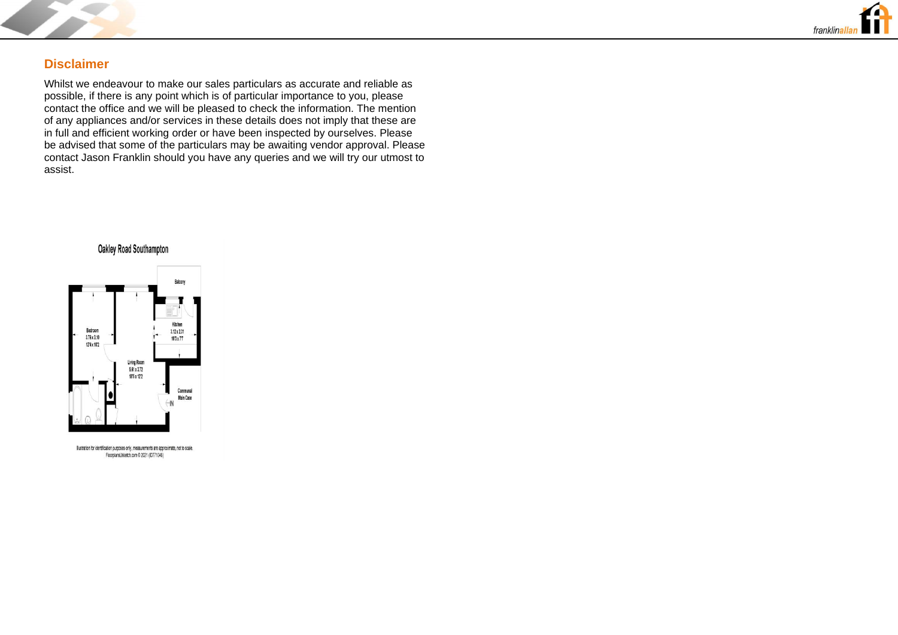## Disclaimer

Whilst we endeavour to make our sales particulars as accurate and reliable as possible, if there is any point which is of particular importance to you, please contact the office and we will be pleased to check the information. The mention of any appliances and/or services in these details does not imply that these are in full and efficient working order or have been inspected by ourselves. Please be advised that some of the particulars may be awaiting vendor approval. Please contact Jason Franklin should you have any queries and we will try our utmost to assist.

Oakley Road Southampton

Balcony

Kitchen
3.12 x 2.31
10'3 x 7'7

Bedroom
3.76 x 3.10
12'4 x 10'2

Living Room
5.61 x 3.72
18'5 x 12'2

Communal
Main Case

IN

Illustration for identification purposes only, measurements are approximate, not to scale.
FloorplansUsketch.com © 2021 (ID771046)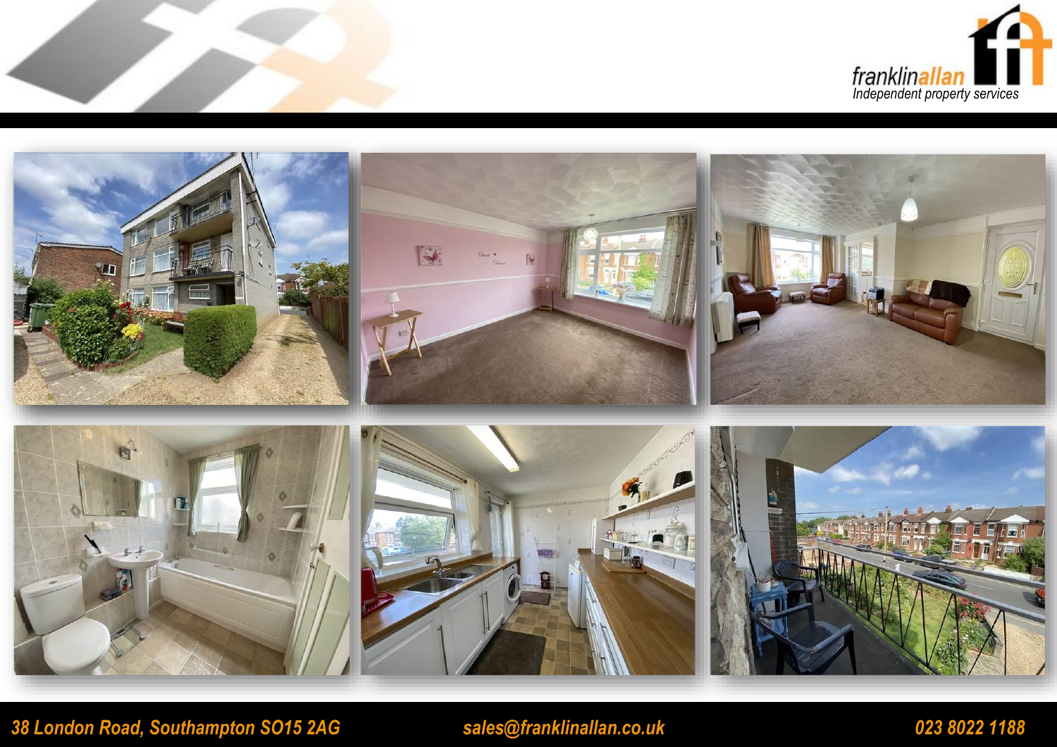franklinallan
Independent property services

38 London Road, Southampton SO15 2AG

sales@franklinallan.co.uk

023 8022 1188